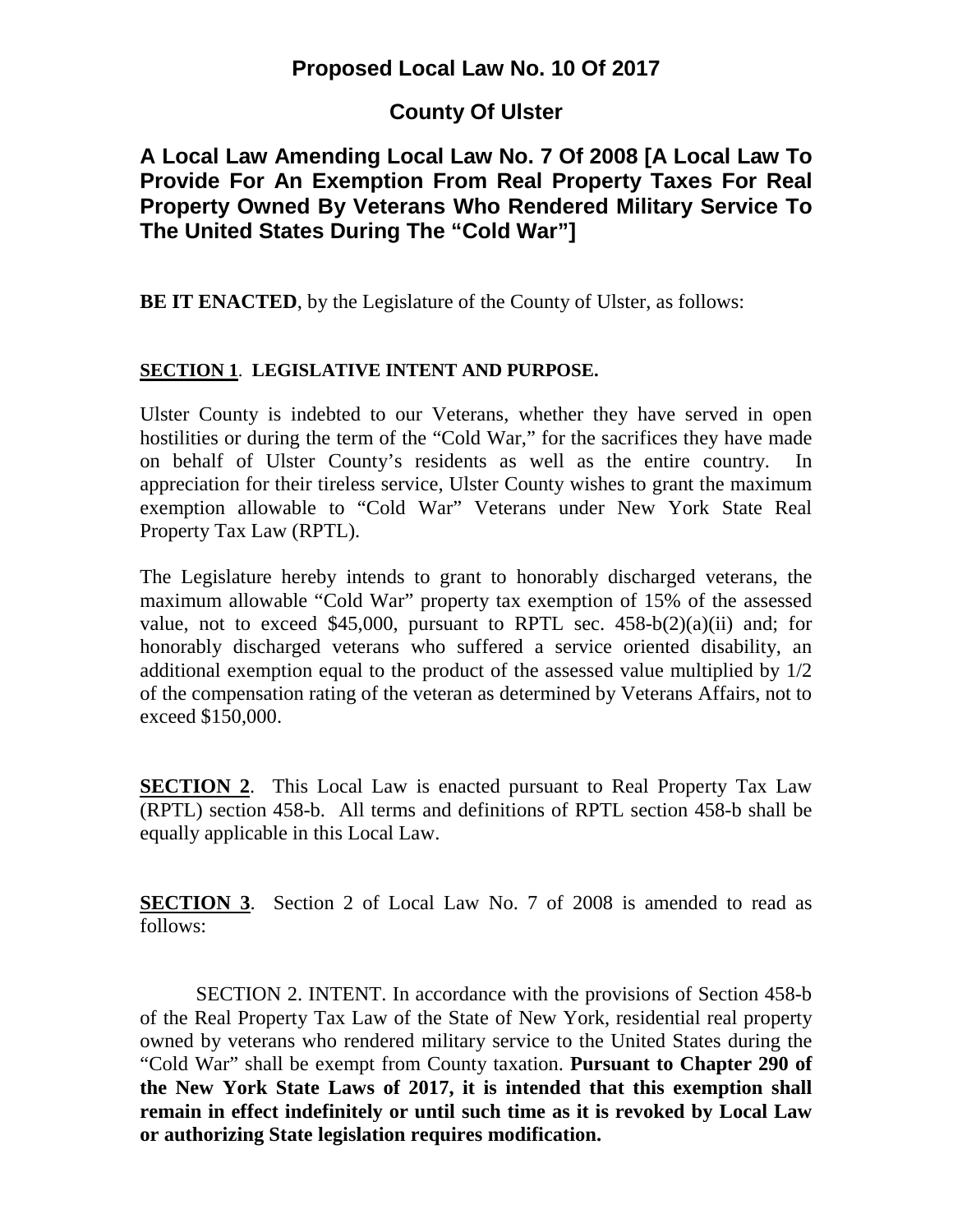# Proposed Local Law No. 10 Of 2017

## County Of Ulster

## A Local Law Amending Local Law No. 7 Of 2008 [A Local Law To Provide For An Exemption From Real Property Taxes For Real Property Owned By Veterans Who Rendered Military Service To The United States During The "Cold War"]

**BE IT ENACTED**, by the Legislature of the County of Ulster, as follows:

**SECTION 1. LEGISLATIVE INTENT AND PURPOSE.**

Ulster County is indebted to our Veterans, whether they have served in open hostilities or during the term of the "Cold War," for the sacrifices they have made on behalf of Ulster County's residents as well as the entire country. In appreciation for their tireless service, Ulster County wishes to grant the maximum exemption allowable to "Cold War" Veterans under New York State Real Property Tax Law (RPTL).

The Legislature hereby intends to grant to honorably discharged veterans, the maximum allowable "Cold War" property tax exemption of 15% of the assessed value, not to exceed $45,000, pursuant to RPTL sec. 458-b(2)(a)(ii) and; for honorably discharged veterans who suffered a service oriented disability, an additional exemption equal to the product of the assessed value multiplied by 1/2 of the compensation rating of the veteran as determined by Veterans Affairs, not to exceed $150,000.

**SECTION 2**. This Local Law is enacted pursuant to Real Property Tax Law (RPTL) section 458-b. All terms and definitions of RPTL section 458-b shall be equally applicable in this Local Law.

**SECTION 3**. Section 2 of Local Law No. 7 of 2008 is amended to read as follows:

SECTION 2. INTENT. In accordance with the provisions of Section 458-b of the Real Property Tax Law of the State of New York, residential real property owned by veterans who rendered military service to the United States during the "Cold War" shall be exempt from County taxation. **Pursuant to Chapter 290 of the New York State Laws of 2017, it is intended that this exemption shall remain in effect indefinitely or until such time as it is revoked by Local Law or authorizing State legislation requires modification.**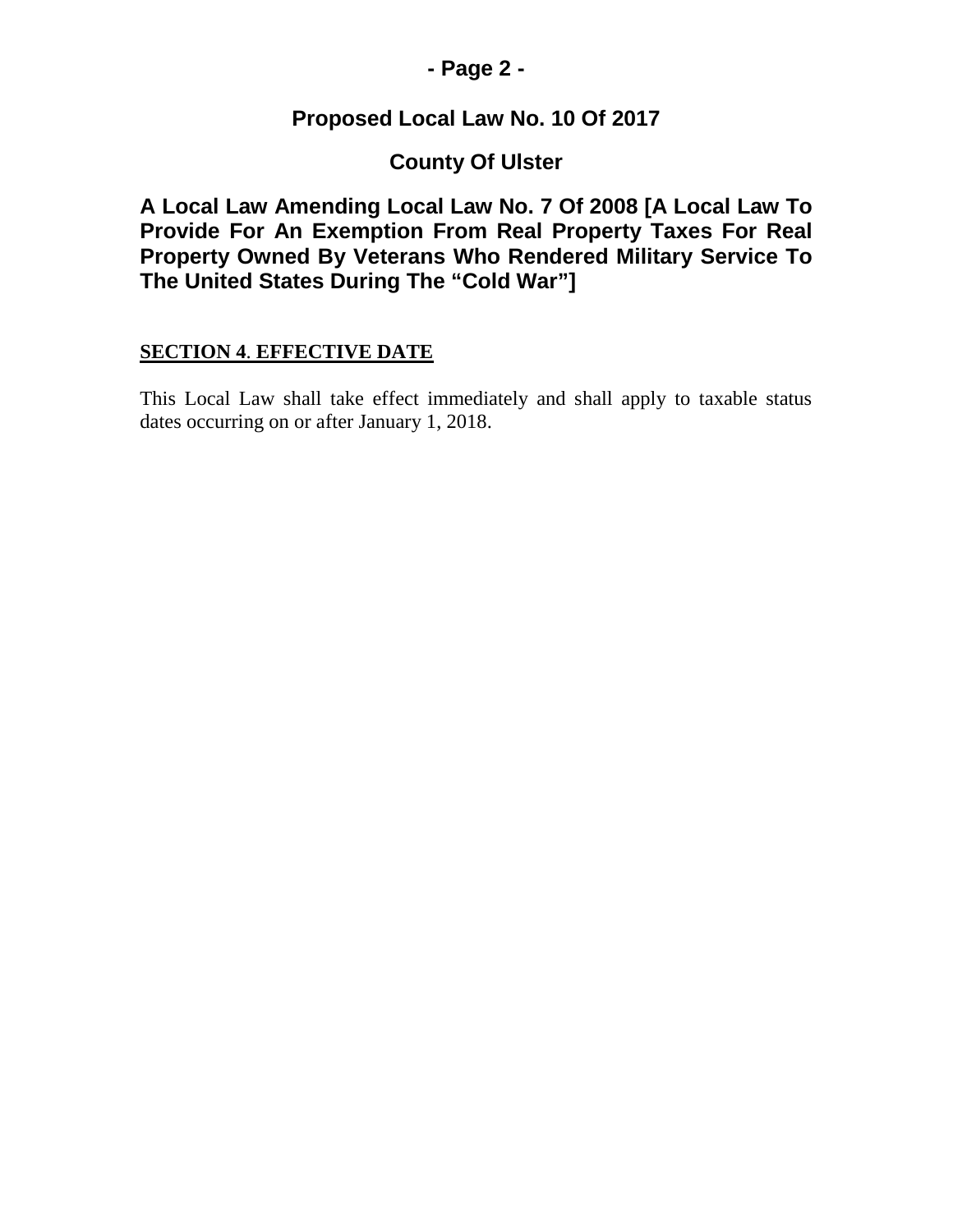## Proposed Local Law No. 10 Of 2017

## County Of Ulster

**A Local Law Amending Local Law No. 7 Of 2008 [A Local Law To Provide For An Exemption From Real Property Taxes For Real Property Owned By Veterans Who Rendered Military Service To The United States During The "Cold War"]**

**SECTION 4. EFFECTIVE DATE**

This Local Law shall take effect immediately and shall apply to taxable status dates occurring on or after January 1, 2018.